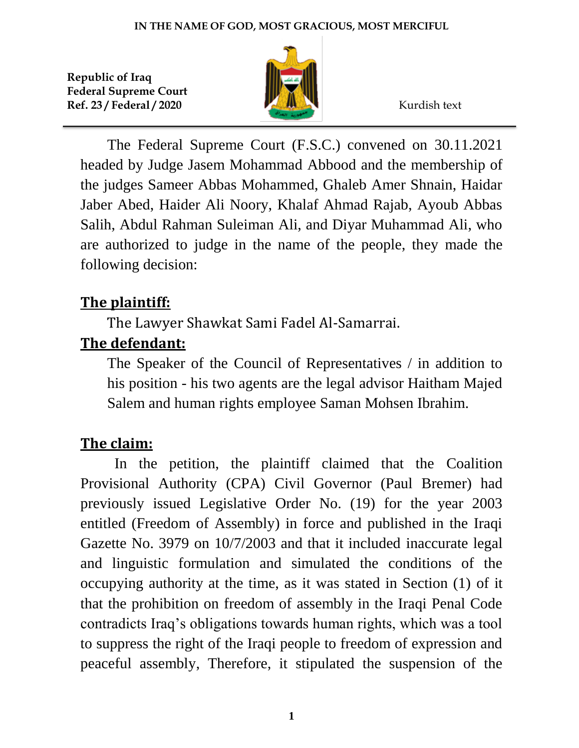**IN THE NAME OF GOD, MOST GRACIOUS, MOST MERCIFUL**

**Republic of Iraq**
**Federal Supreme Court**
**Ref. 23 / Federal / 2020**

Kurdish text

The Federal Supreme Court (F.S.C.) convened on 30.11.2021 headed by Judge Jasem Mohammad Abbood and the membership of the judges Sameer Abbas Mohammed, Ghaleb Amer Shnain, Haidar Jaber Abed, Haider Ali Noory, Khalaf Ahmad Rajab, Ayoub Abbas Salih, Abdul Rahman Suleiman Ali, and Diyar Muhammad Ali, who are authorized to judge in the name of the people, they made the following decision:

## The plaintiff:

The Lawyer Shawkat Sami Fadel Al-Samarrai.

## The defendant:

The Speaker of the Council of Representatives / in addition to his position - his two agents are the legal advisor Haitham Majed Salem and human rights employee Saman Mohsen Ibrahim.

## The claim:

In the petition, the plaintiff claimed that the Coalition Provisional Authority (CPA) Civil Governor (Paul Bremer) had previously issued Legislative Order No. (19) for the year 2003 entitled (Freedom of Assembly) in force and published in the Iraqi Gazette No. 3979 on 10/7/2003 and that it included inaccurate legal and linguistic formulation and simulated the conditions of the occupying authority at the time, as it was stated in Section (1) of it that the prohibition on freedom of assembly in the Iraqi Penal Code contradicts Iraq's obligations towards human rights, which was a tool to suppress the right of the Iraqi people to freedom of expression and peaceful assembly, Therefore, it stipulated the suspension of the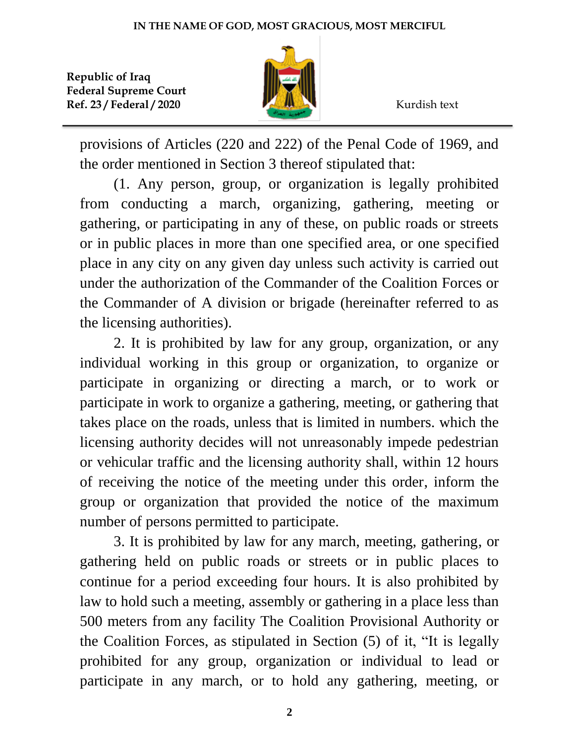provisions of Articles (220 and 222) of the Penal Code of 1969, and the order mentioned in Section 3 thereof stipulated that:

(1. Any person, group, or organization is legally prohibited from conducting a march, organizing, gathering, meeting or gathering, or participating in any of these, on public roads or streets or in public places in more than one specified area, or one specified place in any city on any given day unless such activity is carried out under the authorization of the Commander of the Coalition Forces or the Commander of A division or brigade (hereinafter referred to as the licensing authorities).

2. It is prohibited by law for any group, organization, or any individual working in this group or organization, to organize or participate in organizing or directing a march, or to work or participate in work to organize a gathering, meeting, or gathering that takes place on the roads, unless that is limited in numbers. which the licensing authority decides will not unreasonably impede pedestrian or vehicular traffic and the licensing authority shall, within 12 hours of receiving the notice of the meeting under this order, inform the group or organization that provided the notice of the maximum number of persons permitted to participate.

3. It is prohibited by law for any march, meeting, gathering, or gathering held on public roads or streets or in public places to continue for a period exceeding four hours. It is also prohibited by law to hold such a meeting, assembly or gathering in a place less than 500 meters from any facility The Coalition Provisional Authority or the Coalition Forces, as stipulated in Section (5) of it, "It is legally prohibited for any group, organization or individual to lead or participate in any march, or to hold any gathering, meeting, or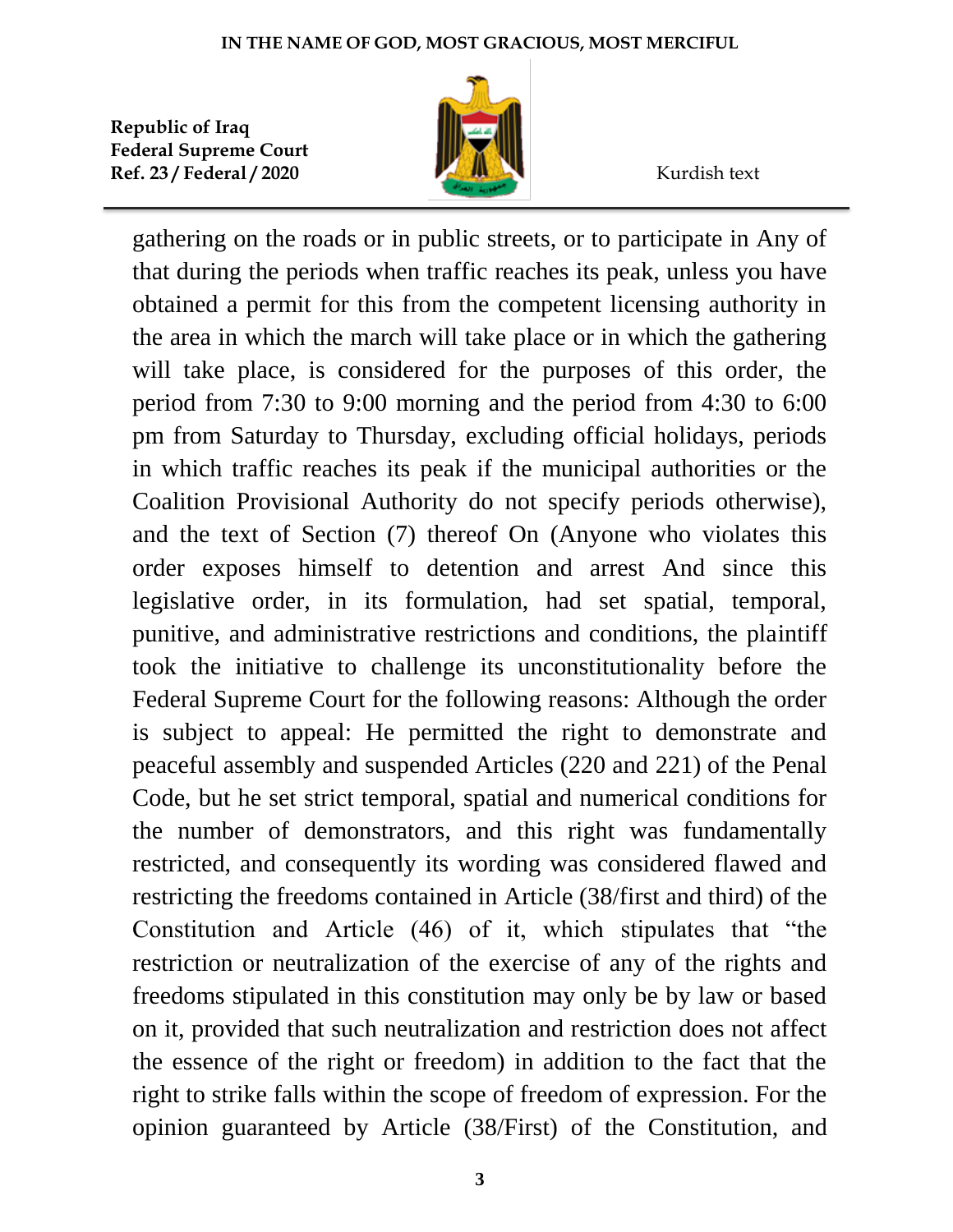gathering on the roads or in public streets, or to participate in Any of that during the periods when traffic reaches its peak, unless you have obtained a permit for this from the competent licensing authority in the area in which the march will take place or in which the gathering will take place, is considered for the purposes of this order, the period from 7:30 to 9:00 morning and the period from 4:30 to 6:00 pm from Saturday to Thursday, excluding official holidays, periods in which traffic reaches its peak if the municipal authorities or the Coalition Provisional Authority do not specify periods otherwise), and the text of Section (7) thereof On (Anyone who violates this order exposes himself to detention and arrest And since this legislative order, in its formulation, had set spatial, temporal, punitive, and administrative restrictions and conditions, the plaintiff took the initiative to challenge its unconstitutionality before the Federal Supreme Court for the following reasons: Although the order is subject to appeal: He permitted the right to demonstrate and peaceful assembly and suspended Articles (220 and 221) of the Penal Code, but he set strict temporal, spatial and numerical conditions for the number of demonstrators, and this right was fundamentally restricted, and consequently its wording was considered flawed and restricting the freedoms contained in Article (38/first and third) of the Constitution and Article (46) of it, which stipulates that "the restriction or neutralization of the exercise of any of the rights and freedoms stipulated in this constitution may only be by law or based on it, provided that such neutralization and restriction does not affect the essence of the right or freedom) in addition to the fact that the right to strike falls within the scope of freedom of expression. For the opinion guaranteed by Article (38/First) of the Constitution, and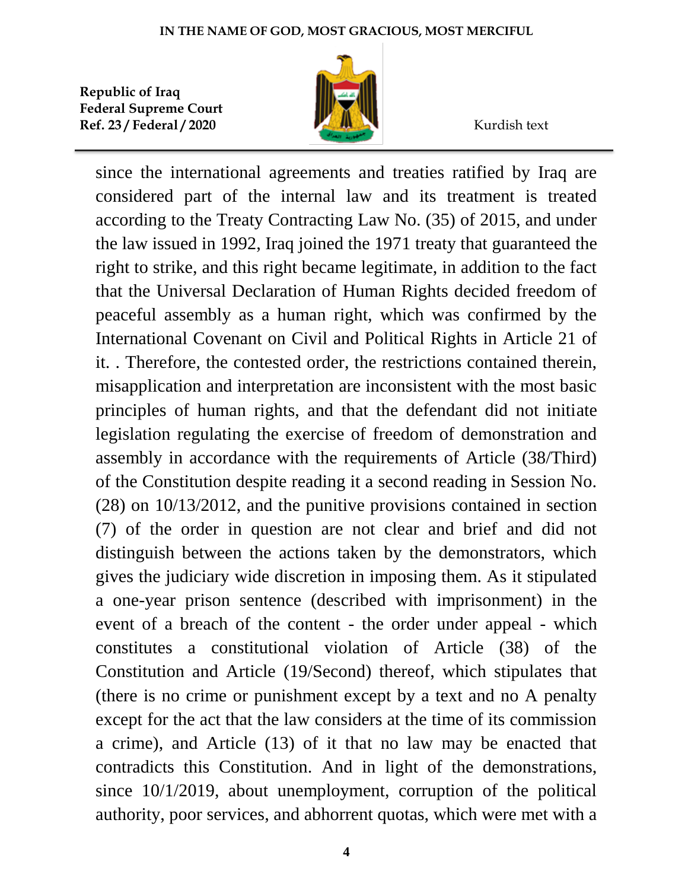since the international agreements and treaties ratified by Iraq are considered part of the internal law and its treatment is treated according to the Treaty Contracting Law No. (35) of 2015, and under the law issued in 1992, Iraq joined the 1971 treaty that guaranteed the right to strike, and this right became legitimate, in addition to the fact that the Universal Declaration of Human Rights decided freedom of peaceful assembly as a human right, which was confirmed by the International Covenant on Civil and Political Rights in Article 21 of it. . Therefore, the contested order, the restrictions contained therein, misapplication and interpretation are inconsistent with the most basic principles of human rights, and that the defendant did not initiate legislation regulating the exercise of freedom of demonstration and assembly in accordance with the requirements of Article (38/Third) of the Constitution despite reading it a second reading in Session No. (28) on 10/13/2012, and the punitive provisions contained in section (7) of the order in question are not clear and brief and did not distinguish between the actions taken by the demonstrators, which gives the judiciary wide discretion in imposing them. As it stipulated a one-year prison sentence (described with imprisonment) in the event of a breach of the content - the order under appeal - which constitutes a constitutional violation of Article (38) of the Constitution and Article (19/Second) thereof, which stipulates that (there is no crime or punishment except by a text and no A penalty except for the act that the law considers at the time of its commission a crime), and Article (13) of it that no law may be enacted that contradicts this Constitution. And in light of the demonstrations, since 10/1/2019, about unemployment, corruption of the political authority, poor services, and abhorrent quotas, which were met with a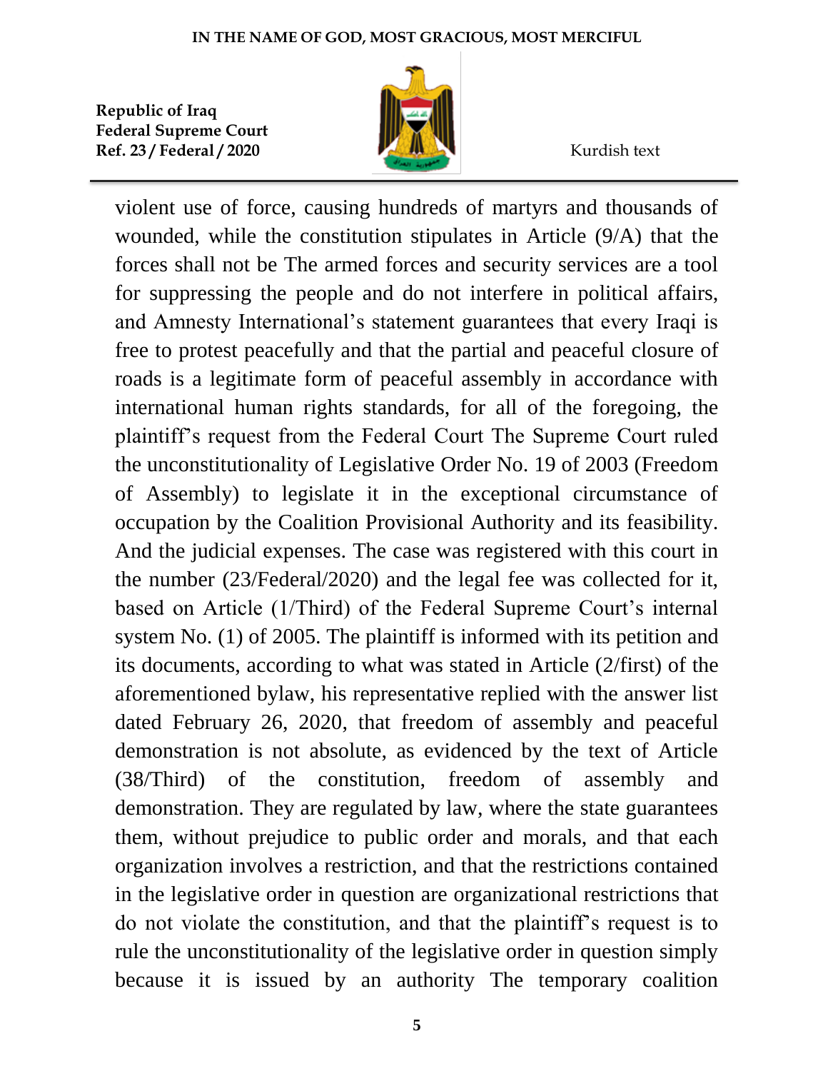violent use of force, causing hundreds of martyrs and thousands of wounded, while the constitution stipulates in Article (9/A) that the forces shall not be The armed forces and security services are a tool for suppressing the people and do not interfere in political affairs, and Amnesty International's statement guarantees that every Iraqi is free to protest peacefully and that the partial and peaceful closure of roads is a legitimate form of peaceful assembly in accordance with international human rights standards, for all of the foregoing, the plaintiff's request from the Federal Court The Supreme Court ruled the unconstitutionality of Legislative Order No. 19 of 2003 (Freedom of Assembly) to legislate it in the exceptional circumstance of occupation by the Coalition Provisional Authority and its feasibility. And the judicial expenses. The case was registered with this court in the number (23/Federal/2020) and the legal fee was collected for it, based on Article (1/Third) of the Federal Supreme Court's internal system No. (1) of 2005. The plaintiff is informed with its petition and its documents, according to what was stated in Article (2/first) of the aforementioned bylaw, his representative replied with the answer list dated February 26, 2020, that freedom of assembly and peaceful demonstration is not absolute, as evidenced by the text of Article (38/Third) of the constitution, freedom of assembly and demonstration. They are regulated by law, where the state guarantees them, without prejudice to public order and morals, and that each organization involves a restriction, and that the restrictions contained in the legislative order in question are organizational restrictions that do not violate the constitution, and that the plaintiff's request is to rule the unconstitutionality of the legislative order in question simply because it is issued by an authority The temporary coalition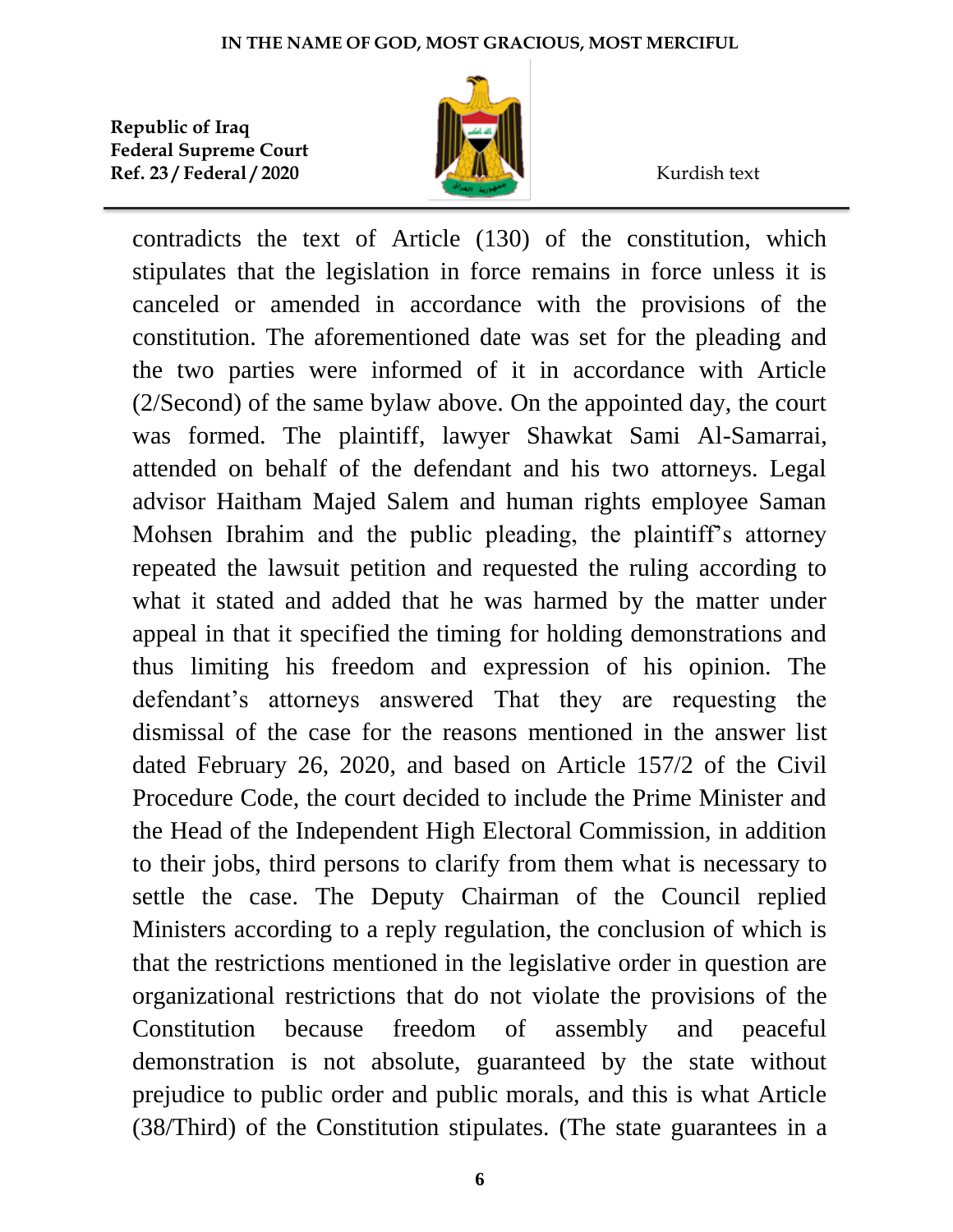contradicts the text of Article (130) of the constitution, which stipulates that the legislation in force remains in force unless it is canceled or amended in accordance with the provisions of the constitution. The aforementioned date was set for the pleading and the two parties were informed of it in accordance with Article (2/Second) of the same bylaw above. On the appointed day, the court was formed. The plaintiff, lawyer Shawkat Sami Al-Samarrai, attended on behalf of the defendant and his two attorneys. Legal advisor Haitham Majed Salem and human rights employee Saman Mohsen Ibrahim and the public pleading, the plaintiff's attorney repeated the lawsuit petition and requested the ruling according to what it stated and added that he was harmed by the matter under appeal in that it specified the timing for holding demonstrations and thus limiting his freedom and expression of his opinion. The defendant's attorneys answered That they are requesting the dismissal of the case for the reasons mentioned in the answer list dated February 26, 2020, and based on Article 157/2 of the Civil Procedure Code, the court decided to include the Prime Minister and the Head of the Independent High Electoral Commission, in addition to their jobs, third persons to clarify from them what is necessary to settle the case. The Deputy Chairman of the Council replied Ministers according to a reply regulation, the conclusion of which is that the restrictions mentioned in the legislative order in question are organizational restrictions that do not violate the provisions of the Constitution because freedom of assembly and peaceful demonstration is not absolute, guaranteed by the state without prejudice to public order and public morals, and this is what Article (38/Third) of the Constitution stipulates. (The state guarantees in a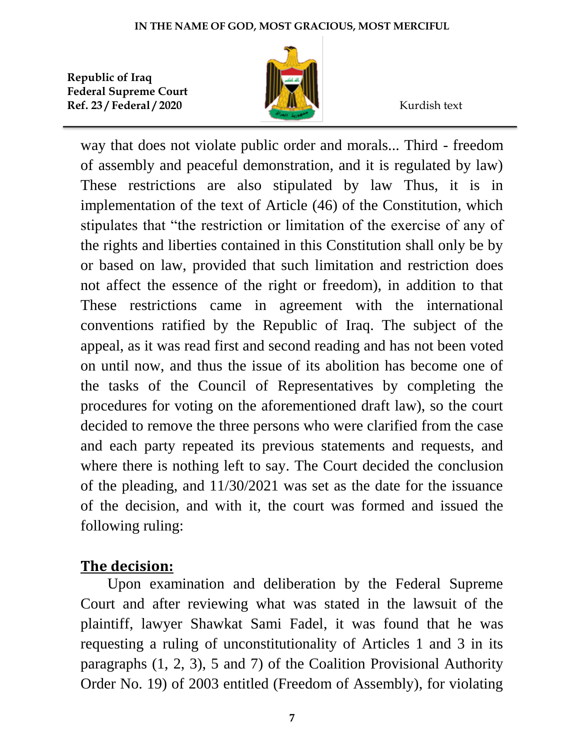way that does not violate public order and morals... Third - freedom of assembly and peaceful demonstration, and it is regulated by law) These restrictions are also stipulated by law Thus, it is in implementation of the text of Article (46) of the Constitution, which stipulates that "the restriction or limitation of the exercise of any of the rights and liberties contained in this Constitution shall only be by or based on law, provided that such limitation and restriction does not affect the essence of the right or freedom), in addition to that These restrictions came in agreement with the international conventions ratified by the Republic of Iraq. The subject of the appeal, as it was read first and second reading and has not been voted on until now, and thus the issue of its abolition has become one of the tasks of the Council of Representatives by completing the procedures for voting on the aforementioned draft law), so the court decided to remove the three persons who were clarified from the case and each party repeated its previous statements and requests, and where there is nothing left to say. The Court decided the conclusion of the pleading, and 11/30/2021 was set as the date for the issuance of the decision, and with it, the court was formed and issued the following ruling:

## The decision:

Upon examination and deliberation by the Federal Supreme Court and after reviewing what was stated in the lawsuit of the plaintiff, lawyer Shawkat Sami Fadel, it was found that he was requesting a ruling of unconstitutionality of Articles 1 and 3 in its paragraphs (1, 2, 3), 5 and 7) of the Coalition Provisional Authority Order No. 19) of 2003 entitled (Freedom of Assembly), for violating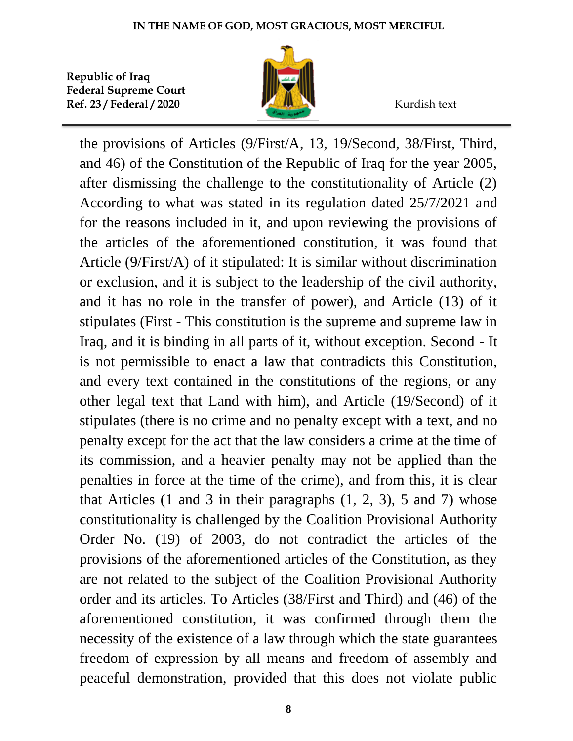the provisions of Articles (9/First/A, 13, 19/Second, 38/First, Third, and 46) of the Constitution of the Republic of Iraq for the year 2005, after dismissing the challenge to the constitutionality of Article (2) According to what was stated in its regulation dated 25/7/2021 and for the reasons included in it, and upon reviewing the provisions of the articles of the aforementioned constitution, it was found that Article (9/First/A) of it stipulated: It is similar without discrimination or exclusion, and it is subject to the leadership of the civil authority, and it has no role in the transfer of power), and Article (13) of it stipulates (First - This constitution is the supreme and supreme law in Iraq, and it is binding in all parts of it, without exception. Second - It is not permissible to enact a law that contradicts this Constitution, and every text contained in the constitutions of the regions, or any other legal text that Land with him), and Article (19/Second) of it stipulates (there is no crime and no penalty except with a text, and no penalty except for the act that the law considers a crime at the time of its commission, and a heavier penalty may not be applied than the penalties in force at the time of the crime), and from this, it is clear that Articles (1 and 3 in their paragraphs (1, 2, 3), 5 and 7) whose constitutionality is challenged by the Coalition Provisional Authority Order No. (19) of 2003, do not contradict the articles of the provisions of the aforementioned articles of the Constitution, as they are not related to the subject of the Coalition Provisional Authority order and its articles. To Articles (38/First and Third) and (46) of the aforementioned constitution, it was confirmed through them the necessity of the existence of a law through which the state guarantees freedom of expression by all means and freedom of assembly and peaceful demonstration, provided that this does not violate public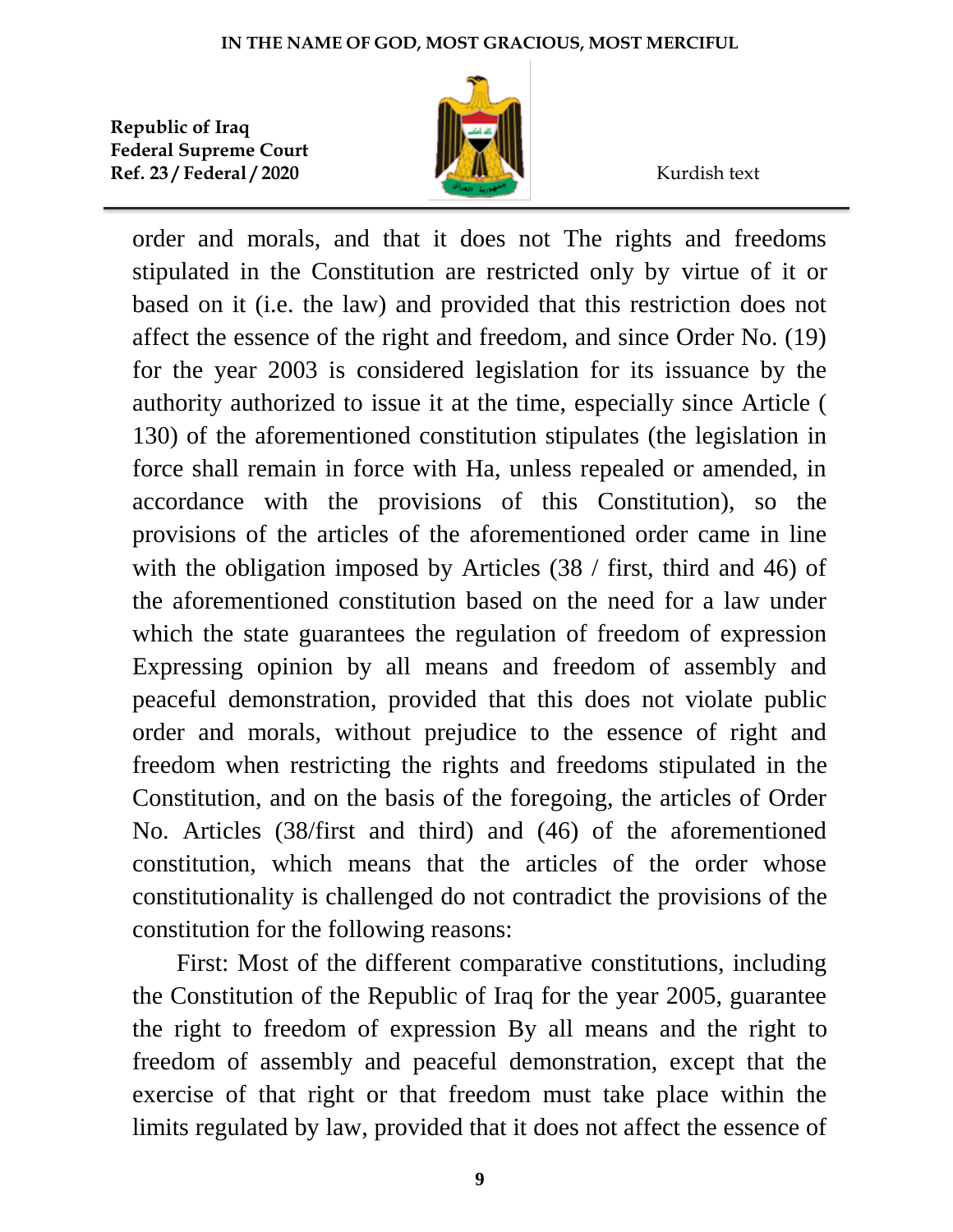order and morals, and that it does not The rights and freedoms stipulated in the Constitution are restricted only by virtue of it or based on it (i.e. the law) and provided that this restriction does not affect the essence of the right and freedom, and since Order No. (19) for the year 2003 is considered legislation for its issuance by the authority authorized to issue it at the time, especially since Article ( 130) of the aforementioned constitution stipulates (the legislation in force shall remain in force with Ha, unless repealed or amended, in accordance with the provisions of this Constitution), so the provisions of the articles of the aforementioned order came in line with the obligation imposed by Articles (38 / first, third and 46) of the aforementioned constitution based on the need for a law under which the state guarantees the regulation of freedom of expression Expressing opinion by all means and freedom of assembly and peaceful demonstration, provided that this does not violate public order and morals, without prejudice to the essence of right and freedom when restricting the rights and freedoms stipulated in the Constitution, and on the basis of the foregoing, the articles of Order No. Articles (38/first and third) and (46) of the aforementioned constitution, which means that the articles of the order whose constitutionality is challenged do not contradict the provisions of the constitution for the following reasons:

First: Most of the different comparative constitutions, including the Constitution of the Republic of Iraq for the year 2005, guarantee the right to freedom of expression By all means and the right to freedom of assembly and peaceful demonstration, except that the exercise of that right or that freedom must take place within the limits regulated by law, provided that it does not affect the essence of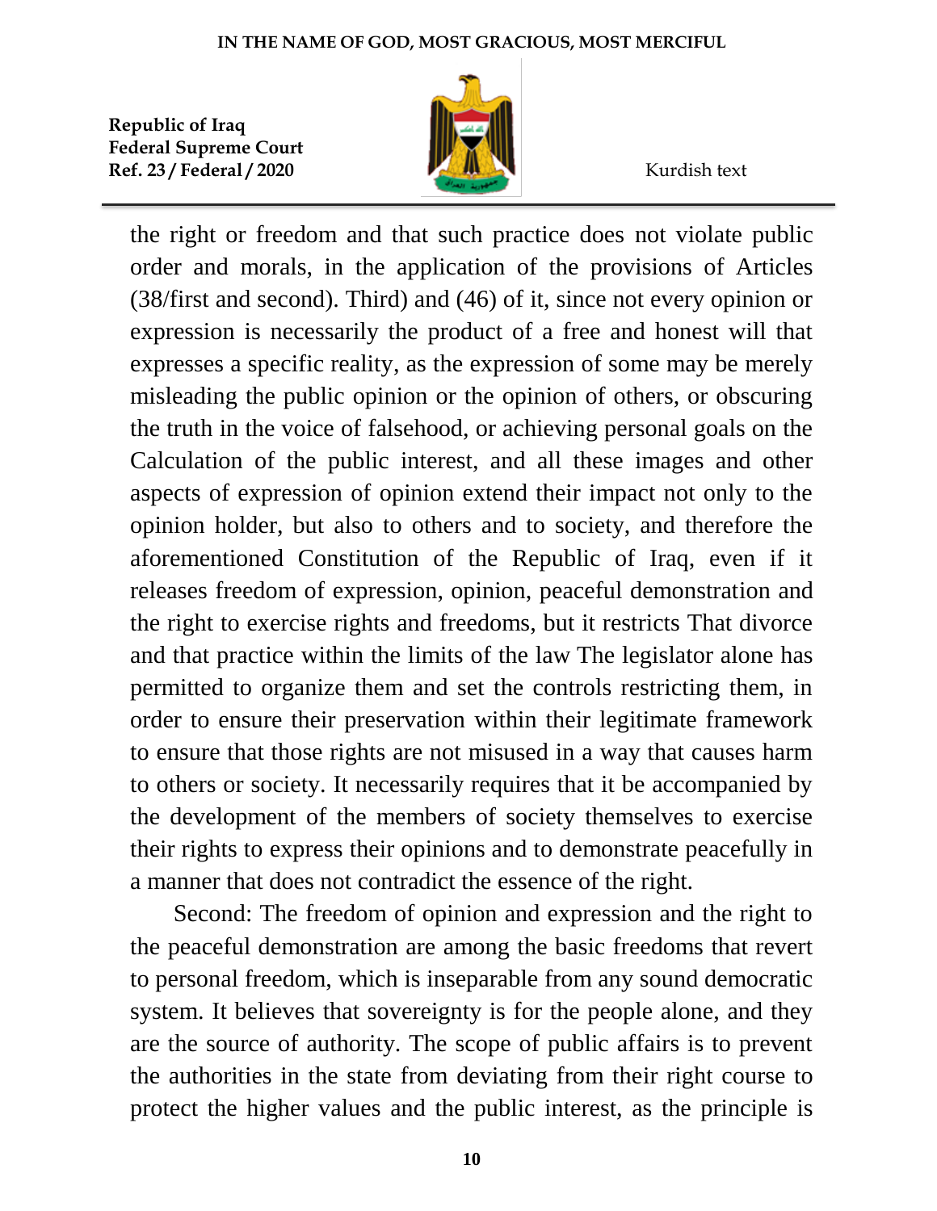the right or freedom and that such practice does not violate public order and morals, in the application of the provisions of Articles (38/first and second). Third) and (46) of it, since not every opinion or expression is necessarily the product of a free and honest will that expresses a specific reality, as the expression of some may be merely misleading the public opinion or the opinion of others, or obscuring the truth in the voice of falsehood, or achieving personal goals on the Calculation of the public interest, and all these images and other aspects of expression of opinion extend their impact not only to the opinion holder, but also to others and to society, and therefore the aforementioned Constitution of the Republic of Iraq, even if it releases freedom of expression, opinion, peaceful demonstration and the right to exercise rights and freedoms, but it restricts That divorce and that practice within the limits of the law The legislator alone has permitted to organize them and set the controls restricting them, in order to ensure their preservation within their legitimate framework to ensure that those rights are not misused in a way that causes harm to others or society. It necessarily requires that it be accompanied by the development of the members of society themselves to exercise their rights to express their opinions and to demonstrate peacefully in a manner that does not contradict the essence of the right.

Second: The freedom of opinion and expression and the right to the peaceful demonstration are among the basic freedoms that revert to personal freedom, which is inseparable from any sound democratic system. It believes that sovereignty is for the people alone, and they are the source of authority. The scope of public affairs is to prevent the authorities in the state from deviating from their right course to protect the higher values and the public interest, as the principle is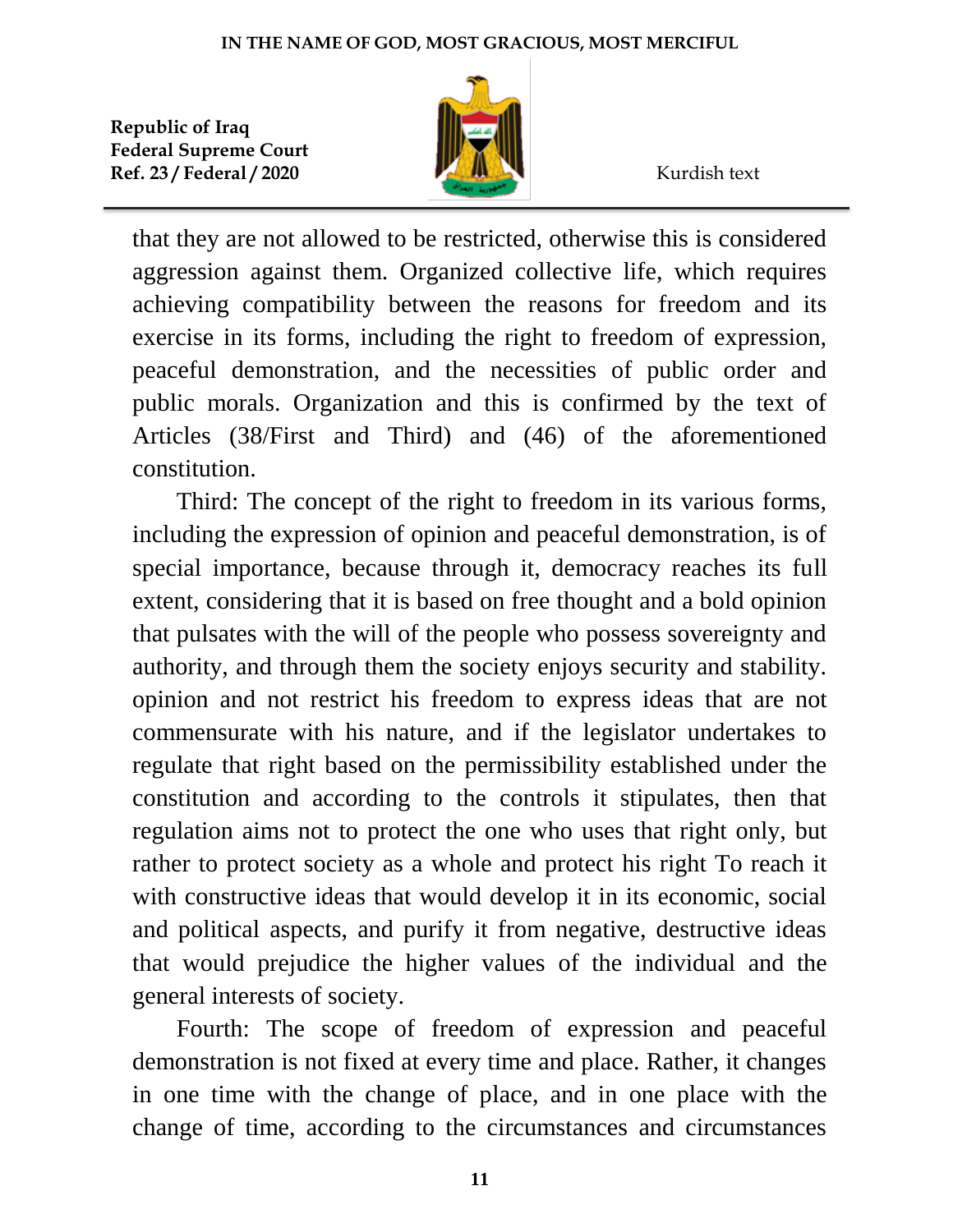that they are not allowed to be restricted, otherwise this is considered aggression against them. Organized collective life, which requires achieving compatibility between the reasons for freedom and its exercise in its forms, including the right to freedom of expression, peaceful demonstration, and the necessities of public order and public morals. Organization and this is confirmed by the text of Articles (38/First and Third) and (46) of the aforementioned constitution.

Third: The concept of the right to freedom in its various forms, including the expression of opinion and peaceful demonstration, is of special importance, because through it, democracy reaches its full extent, considering that it is based on free thought and a bold opinion that pulsates with the will of the people who possess sovereignty and authority, and through them the society enjoys security and stability. opinion and not restrict his freedom to express ideas that are not commensurate with his nature, and if the legislator undertakes to regulate that right based on the permissibility established under the constitution and according to the controls it stipulates, then that regulation aims not to protect the one who uses that right only, but rather to protect society as a whole and protect his right To reach it with constructive ideas that would develop it in its economic, social and political aspects, and purify it from negative, destructive ideas that would prejudice the higher values of the individual and the general interests of society.

Fourth: The scope of freedom of expression and peaceful demonstration is not fixed at every time and place. Rather, it changes in one time with the change of place, and in one place with the change of time, according to the circumstances and circumstances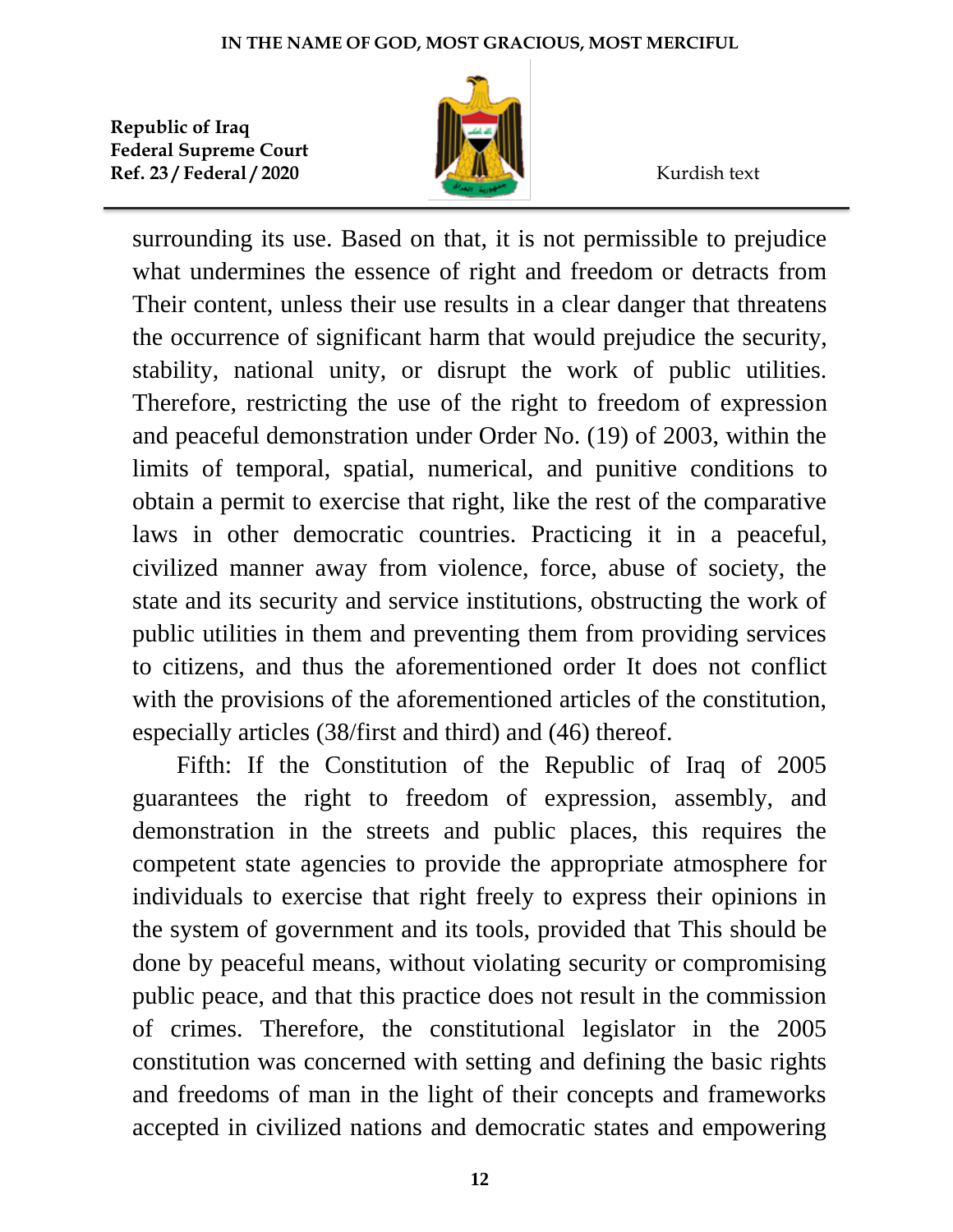surrounding its use. Based on that, it is not permissible to prejudice what undermines the essence of right and freedom or detracts from Their content, unless their use results in a clear danger that threatens the occurrence of significant harm that would prejudice the security, stability, national unity, or disrupt the work of public utilities. Therefore, restricting the use of the right to freedom of expression and peaceful demonstration under Order No. (19) of 2003, within the limits of temporal, spatial, numerical, and punitive conditions to obtain a permit to exercise that right, like the rest of the comparative laws in other democratic countries. Practicing it in a peaceful, civilized manner away from violence, force, abuse of society, the state and its security and service institutions, obstructing the work of public utilities in them and preventing them from providing services to citizens, and thus the aforementioned order It does not conflict with the provisions of the aforementioned articles of the constitution, especially articles (38/first and third) and (46) thereof.

Fifth: If the Constitution of the Republic of Iraq of 2005 guarantees the right to freedom of expression, assembly, and demonstration in the streets and public places, this requires the competent state agencies to provide the appropriate atmosphere for individuals to exercise that right freely to express their opinions in the system of government and its tools, provided that This should be done by peaceful means, without violating security or compromising public peace, and that this practice does not result in the commission of crimes. Therefore, the constitutional legislator in the 2005 constitution was concerned with setting and defining the basic rights and freedoms of man in the light of their concepts and frameworks accepted in civilized nations and democratic states and empowering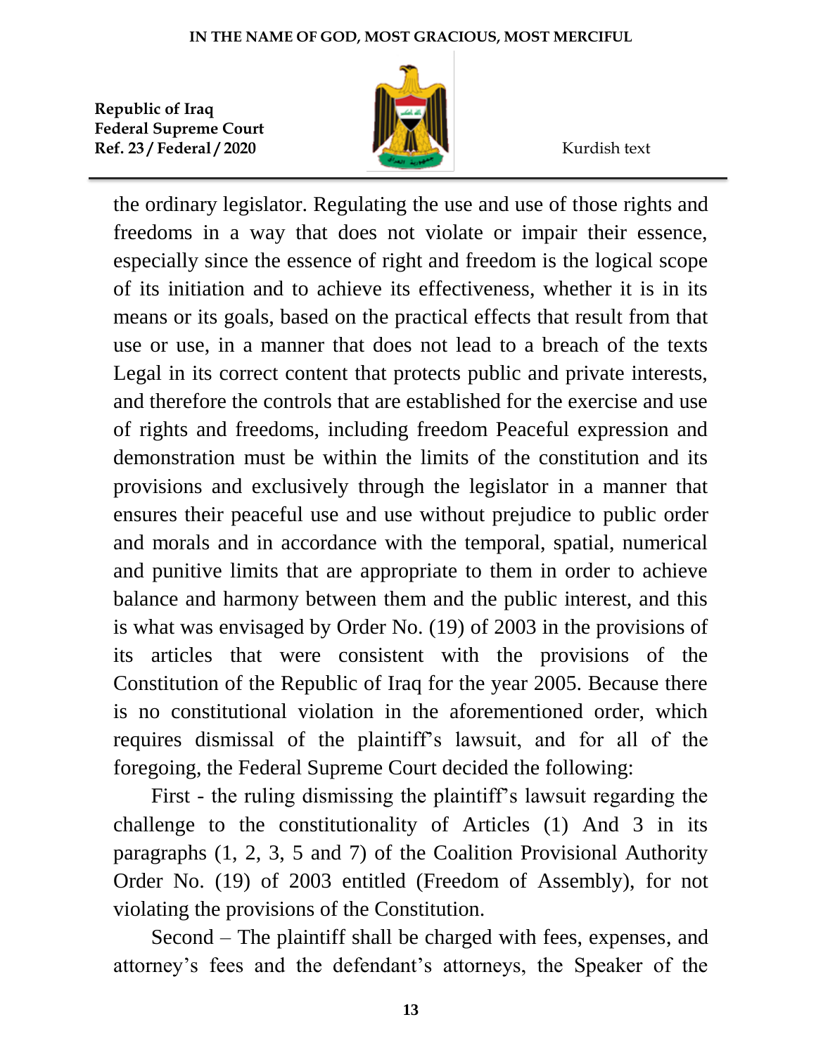the ordinary legislator. Regulating the use and use of those rights and freedoms in a way that does not violate or impair their essence, especially since the essence of right and freedom is the logical scope of its initiation and to achieve its effectiveness, whether it is in its means or its goals, based on the practical effects that result from that use or use, in a manner that does not lead to a breach of the texts Legal in its correct content that protects public and private interests, and therefore the controls that are established for the exercise and use of rights and freedoms, including freedom Peaceful expression and demonstration must be within the limits of the constitution and its provisions and exclusively through the legislator in a manner that ensures their peaceful use and use without prejudice to public order and morals and in accordance with the temporal, spatial, numerical and punitive limits that are appropriate to them in order to achieve balance and harmony between them and the public interest, and this is what was envisaged by Order No. (19) of 2003 in the provisions of its articles that were consistent with the provisions of the Constitution of the Republic of Iraq for the year 2005. Because there is no constitutional violation in the aforementioned order, which requires dismissal of the plaintiff's lawsuit, and for all of the foregoing, the Federal Supreme Court decided the following:

First - the ruling dismissing the plaintiff's lawsuit regarding the challenge to the constitutionality of Articles (1) And 3 in its paragraphs (1, 2, 3, 5 and 7) of the Coalition Provisional Authority Order No. (19) of 2003 entitled (Freedom of Assembly), for not violating the provisions of the Constitution.

Second – The plaintiff shall be charged with fees, expenses, and attorney's fees and the defendant's attorneys, the Speaker of the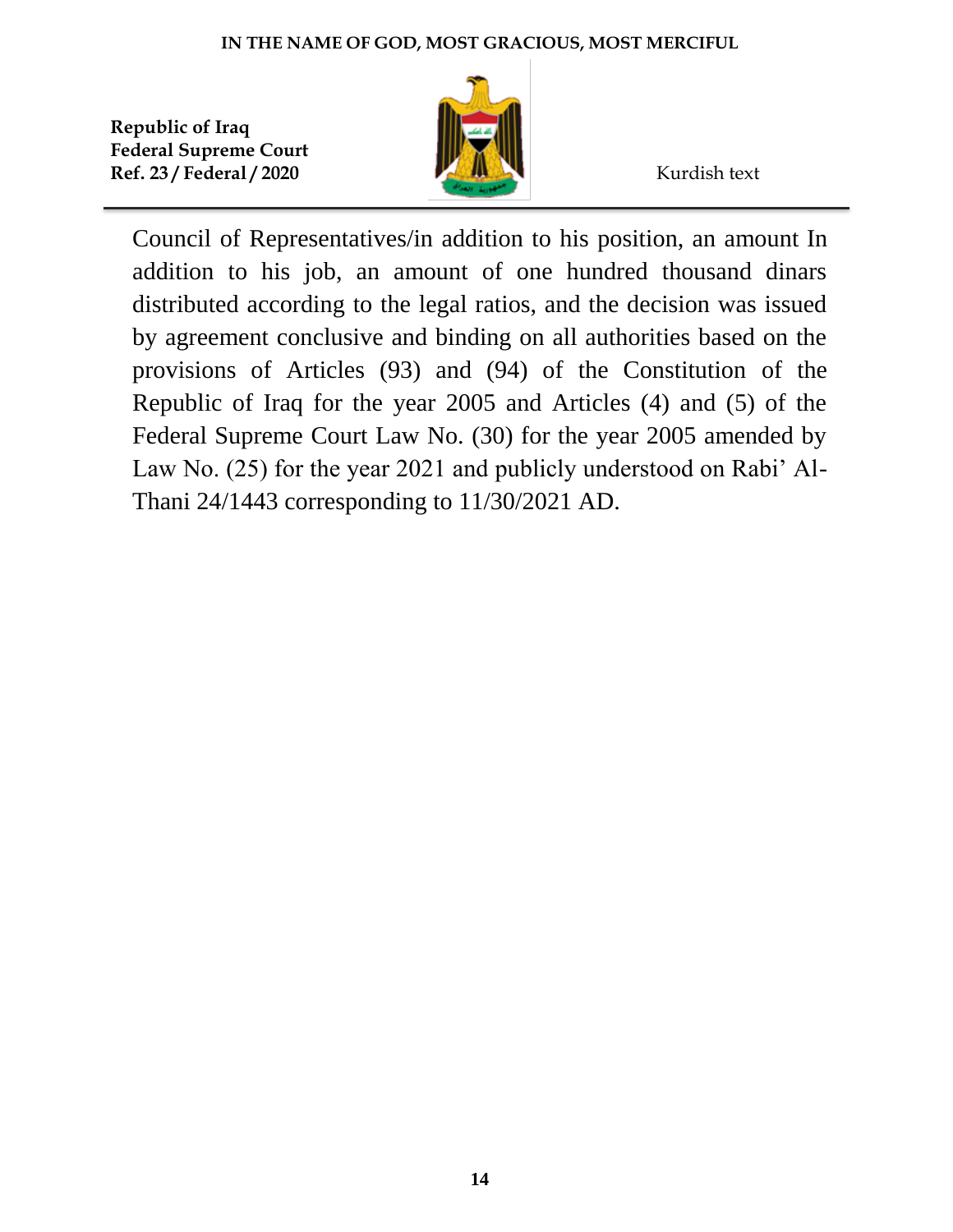Council of Representatives/in addition to his position, an amount In addition to his job, an amount of one hundred thousand dinars distributed according to the legal ratios, and the decision was issued by agreement conclusive and binding on all authorities based on the provisions of Articles (93) and (94) of the Constitution of the Republic of Iraq for the year 2005 and Articles (4) and (5) of the Federal Supreme Court Law No. (30) for the year 2005 amended by Law No. (25) for the year 2021 and publicly understood on Rabi' Al-Thani 24/1443 corresponding to 11/30/2021 AD.